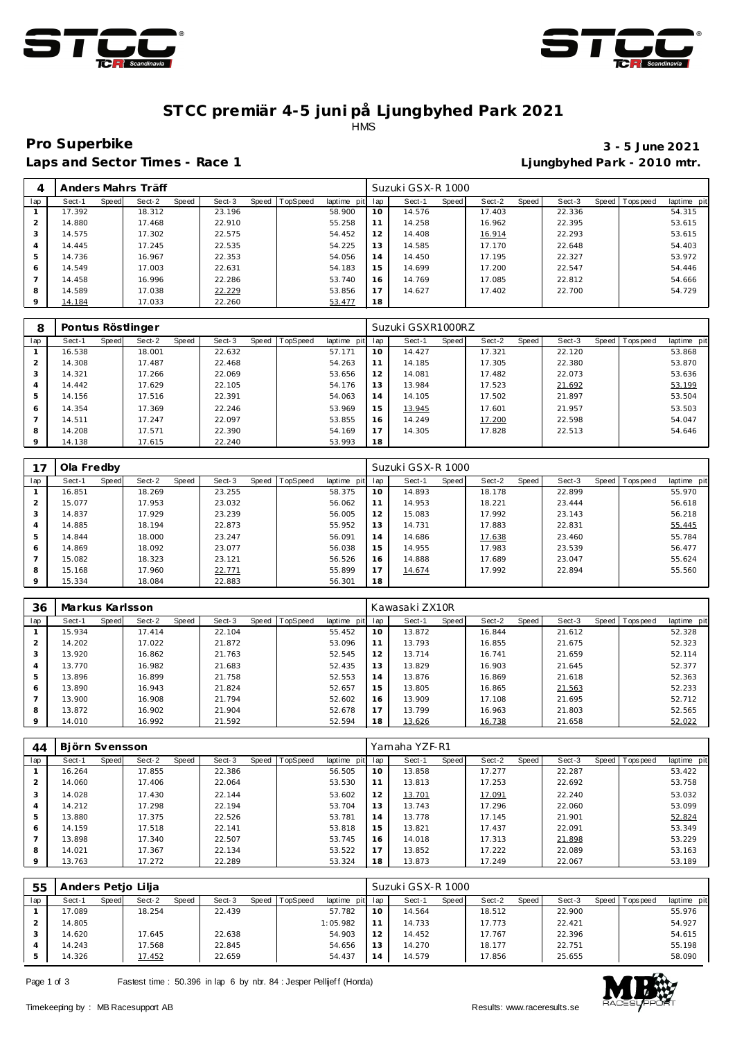# STCC premiär 4-5 juni på Ljungbyhed Park 2021

HMS

## Pro Superbike

**3 - 5 June 2021**

**Laps and Sector Times - Race 1**

**Ljungbyhed Park - 2010 mtr.**

| 4 | Anders Mahrs Träff | | | | | | | | Suzuki GSX-R 1000 | | | | | | | | |
|---|---|---|---|---|---|---|---|---|---|---|---|---|---|---|---|---|---|
| lap | Sect-1 | Speed | Sect-2 | Speed | Sect-3 | Speed | TopSpeed | laptime pit | lap | Sect-1 | Speed | Sect-2 | Speed | Sect-3 | Speed | Topspeed | laptime pit |
| 1 | 17.392 | | 18.312 | | 23.196 | | | 58.900 | 10 | 14.576 | | 17.403 | | 22.336 | | | 54.315 |
| 2 | 14.880 | | 17.468 | | 22.910 | | | 55.258 | 11 | 14.258 | | 16.962 | | 22.395 | | | 53.615 |
| 3 | 14.575 | | 17.302 | | 22.575 | | | 54.452 | 12 | 14.408 | | 16.914 | | 22.293 | | | 53.615 |
| 4 | 14.445 | | 17.245 | | 22.535 | | | 54.225 | 13 | 14.585 | | 17.170 | | 22.648 | | | 54.403 |
| 5 | 14.736 | | 16.967 | | 22.353 | | | 54.056 | 14 | 14.450 | | 17.195 | | 22.327 | | | 53.972 |
| 6 | 14.549 | | 17.003 | | 22.631 | | | 54.183 | 15 | 14.699 | | 17.200 | | 22.547 | | | 54.446 |
| 7 | 14.458 | | 16.996 | | 22.286 | | | 53.740 | 16 | 14.769 | | 17.085 | | 22.812 | | | 54.666 |
| 8 | 14.589 | | 17.038 | | 22.229 | | | 53.856 | 17 | 14.627 | | 17.402 | | 22.700 | | | 54.729 |
| 9 | 14.184 | | 17.033 | | 22.260 | | | 53.477 | 18 | | | | | | | | |

| 8 | Pontus Röstlinger | | | | | | | | Suzuki GSXR1000RZ | | | | | | | | |
|---|---|---|---|---|---|---|---|---|---|---|---|---|---|---|---|---|---|
| lap | Sect-1 | Speed | Sect-2 | Speed | Sect-3 | Speed | TopSpeed | laptime pit | lap | Sect-1 | Speed | Sect-2 | Speed | Sect-3 | Speed | Topspeed | laptime pit |
| 1 | 16.538 | | 18.001 | | 22.632 | | | 57.171 | 10 | 14.427 | | 17.321 | | 22.120 | | | 53.868 |
| 2 | 14.308 | | 17.487 | | 22.468 | | | 54.263 | 11 | 14.185 | | 17.305 | | 22.380 | | | 53.870 |
| 3 | 14.321 | | 17.266 | | 22.069 | | | 53.656 | 12 | 14.081 | | 17.482 | | 22.073 | | | 53.636 |
| 4 | 14.442 | | 17.629 | | 22.105 | | | 54.176 | 13 | 13.984 | | 17.523 | | 21.692 | | | 53.199 |
| 5 | 14.156 | | 17.516 | | 22.391 | | | 54.063 | 14 | 14.105 | | 17.502 | | 21.897 | | | 53.504 |
| 6 | 14.354 | | 17.369 | | 22.246 | | | 53.969 | 15 | 13.945 | | 17.601 | | 21.957 | | | 53.503 |
| 7 | 14.511 | | 17.247 | | 22.097 | | | 53.855 | 16 | 14.249 | | 17.200 | | 22.598 | | | 54.047 |
| 8 | 14.208 | | 17.571 | | 22.390 | | | 54.169 | 17 | 14.305 | | 17.828 | | 22.513 | | | 54.646 |
| 9 | 14.138 | | 17.615 | | 22.240 | | | 53.993 | 18 | | | | | | | | |

| 17 | Ola Fredby | | | | | | | | Suzuki GSX-R 1000 | | | | | | | | |
|---|---|---|---|---|---|---|---|---|---|---|---|---|---|---|---|---|---|
| lap | Sect-1 | Speed | Sect-2 | Speed | Sect-3 | Speed | TopSpeed | laptime pit | lap | Sect-1 | Speed | Sect-2 | Speed | Sect-3 | Speed | Topspeed | laptime pit |
| 1 | 16.851 | | 18.269 | | 23.255 | | | 58.375 | 10 | 14.893 | | 18.178 | | 22.899 | | | 55.970 |
| 2 | 15.077 | | 17.953 | | 23.032 | | | 56.062 | 11 | 14.953 | | 18.221 | | 23.444 | | | 56.618 |
| 3 | 14.837 | | 17.929 | | 23.239 | | | 56.005 | 12 | 15.083 | | 17.992 | | 23.143 | | | 56.218 |
| 4 | 14.885 | | 18.194 | | 22.873 | | | 55.952 | 13 | 14.731 | | 17.883 | | 22.831 | | | 55.445 |
| 5 | 14.844 | | 18.000 | | 23.247 | | | 56.091 | 14 | 14.686 | | 17.638 | | 23.460 | | | 55.784 |
| 6 | 14.869 | | 18.092 | | 23.077 | | | 56.038 | 15 | 14.955 | | 17.983 | | 23.539 | | | 56.477 |
| 7 | 15.082 | | 18.323 | | 23.121 | | | 56.526 | 16 | 14.888 | | 17.689 | | 23.047 | | | 55.624 |
| 8 | 15.168 | | 17.960 | | 22.771 | | | 55.899 | 17 | 14.674 | | 17.992 | | 22.894 | | | 55.560 |
| 9 | 15.334 | | 18.084 | | 22.883 | | | 56.301 | 18 | | | | | | | | |

| 36 | Markus Karlsson | | | | | | | | Kawasaki ZX10R | | | | | | | | |
|---|---|---|---|---|---|---|---|---|---|---|---|---|---|---|---|---|---|
| lap | Sect-1 | Speed | Sect-2 | Speed | Sect-3 | Speed | TopSpeed | laptime pit | lap | Sect-1 | Speed | Sect-2 | Speed | Sect-3 | Speed | Topspeed | laptime pit |
| 1 | 15.934 | | 17.414 | | 22.104 | | | 55.452 | 10 | 13.872 | | 16.844 | | 21.612 | | | 52.328 |
| 2 | 14.202 | | 17.022 | | 21.872 | | | 53.096 | 11 | 13.793 | | 16.855 | | 21.675 | | | 52.323 |
| 3 | 13.920 | | 16.862 | | 21.763 | | | 52.545 | 12 | 13.714 | | 16.741 | | 21.659 | | | 52.114 |
| 4 | 13.770 | | 16.982 | | 21.683 | | | 52.435 | 13 | 13.829 | | 16.903 | | 21.645 | | | 52.377 |
| 5 | 13.896 | | 16.899 | | 21.758 | | | 52.553 | 14 | 13.876 | | 16.869 | | 21.618 | | | 52.363 |
| 6 | 13.890 | | 16.943 | | 21.824 | | | 52.657 | 15 | 13.805 | | 16.865 | | 21.563 | | | 52.233 |
| 7 | 13.900 | | 16.908 | | 21.794 | | | 52.602 | 16 | 13.909 | | 17.108 | | 21.695 | | | 52.712 |
| 8 | 13.872 | | 16.902 | | 21.904 | | | 52.678 | 17 | 13.799 | | 16.963 | | 21.803 | | | 52.565 |
| 9 | 14.010 | | 16.992 | | 21.592 | | | 52.594 | 18 | 13.626 | | 16.738 | | 21.658 | | | 52.022 |

| 44 | Björn Svensson | | | | | | | | Yamaha YZF-R1 | | | | | | | | |
|---|---|---|---|---|---|---|---|---|---|---|---|---|---|---|---|---|---|
| lap | Sect-1 | Speed | Sect-2 | Speed | Sect-3 | Speed | TopSpeed | laptime pit | lap | Sect-1 | Speed | Sect-2 | Speed | Sect-3 | Speed | Topspeed | laptime pit |
| 1 | 16.264 | | 17.855 | | 22.386 | | | 56.505 | 10 | 13.858 | | 17.277 | | 22.287 | | | 53.422 |
| 2 | 14.060 | | 17.406 | | 22.064 | | | 53.530 | 11 | 13.813 | | 17.253 | | 22.692 | | | 53.758 |
| 3 | 14.028 | | 17.430 | | 22.144 | | | 53.602 | 12 | 13.701 | | 17.091 | | 22.240 | | | 53.032 |
| 4 | 14.212 | | 17.298 | | 22.194 | | | 53.704 | 13 | 13.743 | | 17.296 | | 22.060 | | | 53.099 |
| 5 | 13.880 | | 17.375 | | 22.526 | | | 53.781 | 14 | 13.778 | | 17.145 | | 21.901 | | | 52.824 |
| 6 | 14.159 | | 17.518 | | 22.141 | | | 53.818 | 15 | 13.821 | | 17.437 | | 22.091 | | | 53.349 |
| 7 | 13.898 | | 17.340 | | 22.507 | | | 53.745 | 16 | 14.018 | | 17.313 | | 21.898 | | | 53.229 |
| 8 | 14.021 | | 17.367 | | 22.134 | | | 53.522 | 17 | 13.852 | | 17.222 | | 22.089 | | | 53.163 |
| 9 | 13.763 | | 17.272 | | 22.289 | | | 53.324 | 18 | 13.873 | | 17.249 | | 22.067 | | | 53.189 |

| 55 | Anders Petjo Lilja | | | | | | | | Suzuki GSX-R 1000 | | | | | | | | |
|---|---|---|---|---|---|---|---|---|---|---|---|---|---|---|---|---|---|
| lap | Sect-1 | Speed | Sect-2 | Speed | Sect-3 | Speed | TopSpeed | laptime pit | lap | Sect-1 | Speed | Sect-2 | Speed | Sect-3 | Speed | Topspeed | laptime pit |
| 1 | 17.089 | | 18.254 | | 22.439 | | | 57.782 | 10 | 14.564 | | 18.512 | | 22.900 | | | 55.976 |
| 2 | 14.805 | | | | | | | 1:05.982 | 11 | 14.733 | | 17.773 | | 22.421 | | | 54.927 |
| 3 | 14.620 | | 17.645 | | 22.638 | | | 54.903 | 12 | 14.452 | | 17.767 | | 22.396 | | | 54.615 |
| 4 | 14.243 | | 17.568 | | 22.845 | | | 54.656 | 13 | 14.270 | | 18.177 | | 22.751 | | | 55.198 |
| 5 | 14.326 | | 17.452 | | 22.659 | | | 54.437 | 14 | 14.579 | | 17.856 | | 25.655 | | | 58.090 |

Fastest time : 50.396 in lap 6 by nbr. 84 : Jesper Pellijeff (Honda)

Timekeeping by : MB Racesupport AB

Results: www.raceresults.se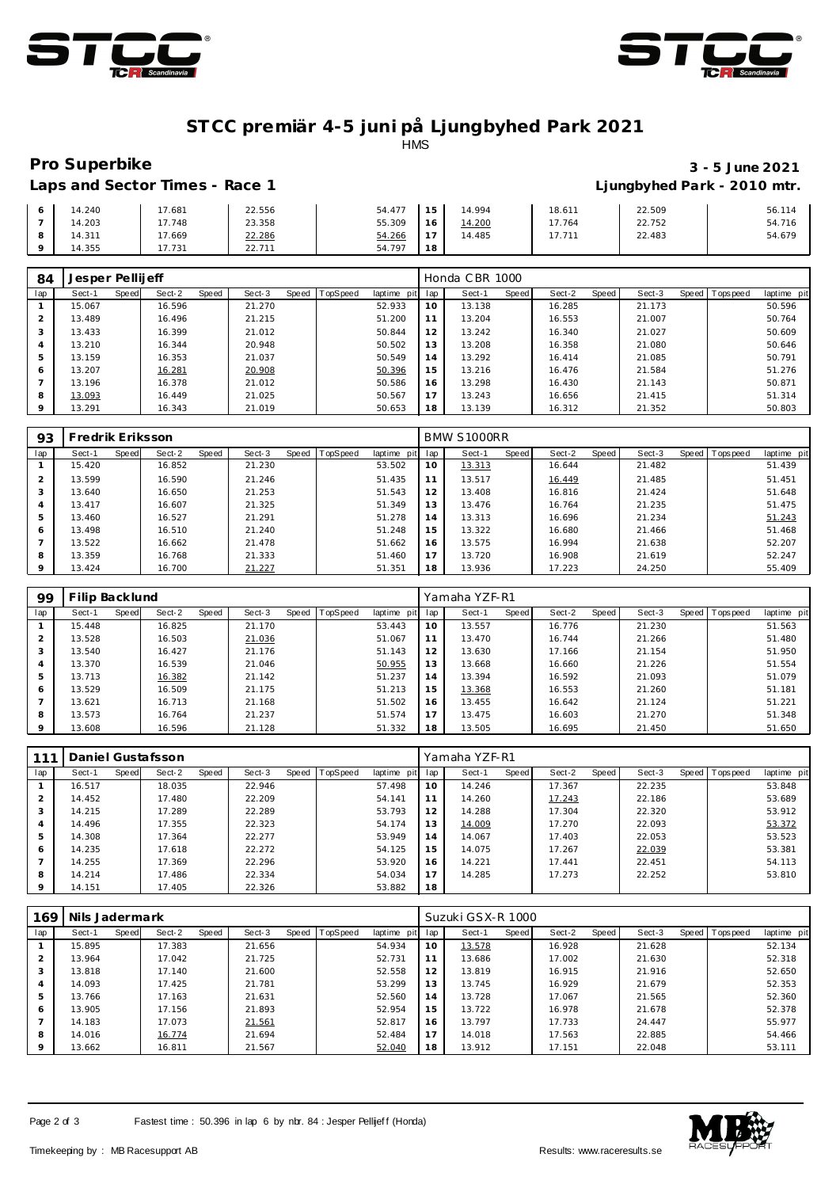# STCC premiär 4-5 juni på Ljungbyhed Park 2021

HMS

## Pro Superbike

**3 - 5 June 2021**

**Laps and Sector Times - Race 1**

**Ljungbyhed Park - 2010 mtr.**

| lap | Sect-1 | Speed | Sect-2 | Speed | Sect-3 | Speed | TopSpeed | laptime pit | lap | Sect-1 | Speed | Sect-2 | Speed | Sect-3 | Speed | Topspeed | laptime pit |
|---|---|---|---|---|---|---|---|---|---|---|---|---|---|---|---|---|---|
| 6 | 14.240 | | 17.681 | | 22.556 | | | 54.477 | 15 | 14.994 | | 18.611 | | 22.509 | | | 56.114 |
| 7 | 14.203 | | 17.748 | | 23.358 | | | 55.309 | 16 | 14.200 | | 17.764 | | 22.752 | | | 54.716 |
| 8 | 14.311 | | 17.669 | | 22.286 | | | 54.266 | 17 | 14.485 | | 17.711 | | 22.483 | | | 54.679 |
| 9 | 14.355 | | 17.731 | | 22.711 | | | 54.797 | 18 | | | | | | | | |

### 84 Jesper Pellijeff — Honda CBR 1000

| lap | Sect-1 | Speed | Sect-2 | Speed | Sect-3 | Speed | TopSpeed | laptime pit | lap | Sect-1 | Speed | Sect-2 | Speed | Sect-3 | Speed | Topspeed | laptime pit |
|---|---|---|---|---|---|---|---|---|---|---|---|---|---|---|---|---|---|
| 1 | 15.067 | | 16.596 | | 21.270 | | | 52.933 | 10 | 13.138 | | 16.285 | | 21.173 | | | 50.596 |
| 2 | 13.489 | | 16.496 | | 21.215 | | | 51.200 | 11 | 13.204 | | 16.553 | | 21.007 | | | 50.764 |
| 3 | 13.433 | | 16.399 | | 21.012 | | | 50.844 | 12 | 13.242 | | 16.340 | | 21.027 | | | 50.609 |
| 4 | 13.210 | | 16.344 | | 20.948 | | | 50.502 | 13 | 13.208 | | 16.358 | | 21.080 | | | 50.646 |
| 5 | 13.159 | | 16.353 | | 21.037 | | | 50.549 | 14 | 13.292 | | 16.414 | | 21.085 | | | 50.791 |
| 6 | 13.207 | | 16.281 | | 20.908 | | | 50.396 | 15 | 13.216 | | 16.476 | | 21.584 | | | 51.276 |
| 7 | 13.196 | | 16.378 | | 21.012 | | | 50.586 | 16 | 13.298 | | 16.430 | | 21.143 | | | 50.871 |
| 8 | 13.093 | | 16.449 | | 21.025 | | | 50.567 | 17 | 13.243 | | 16.656 | | 21.415 | | | 51.314 |
| 9 | 13.291 | | 16.343 | | 21.019 | | | 50.653 | 18 | 13.139 | | 16.312 | | 21.352 | | | 50.803 |

### 93 Fredrik Eriksson — BMW S1000RR

| lap | Sect-1 | Speed | Sect-2 | Speed | Sect-3 | Speed | TopSpeed | laptime pit | lap | Sect-1 | Speed | Sect-2 | Speed | Sect-3 | Speed | Topspeed | laptime pit |
|---|---|---|---|---|---|---|---|---|---|---|---|---|---|---|---|---|---|
| 1 | 15.420 | | 16.852 | | 21.230 | | | 53.502 | 10 | 13.313 | | 16.644 | | 21.482 | | | 51.439 |
| 2 | 13.599 | | 16.590 | | 21.246 | | | 51.435 | 11 | 13.517 | | 16.449 | | 21.485 | | | 51.451 |
| 3 | 13.640 | | 16.650 | | 21.253 | | | 51.543 | 12 | 13.408 | | 16.816 | | 21.424 | | | 51.648 |
| 4 | 13.417 | | 16.607 | | 21.325 | | | 51.349 | 13 | 13.476 | | 16.764 | | 21.235 | | | 51.475 |
| 5 | 13.460 | | 16.527 | | 21.291 | | | 51.278 | 14 | 13.313 | | 16.696 | | 21.234 | | | 51.243 |
| 6 | 13.498 | | 16.510 | | 21.240 | | | 51.248 | 15 | 13.322 | | 16.680 | | 21.466 | | | 51.468 |
| 7 | 13.522 | | 16.662 | | 21.478 | | | 51.662 | 16 | 13.575 | | 16.994 | | 21.638 | | | 52.207 |
| 8 | 13.359 | | 16.768 | | 21.333 | | | 51.460 | 17 | 13.720 | | 16.908 | | 21.619 | | | 52.247 |
| 9 | 13.424 | | 16.700 | | 21.227 | | | 51.351 | 18 | 13.936 | | 17.223 | | 24.250 | | | 55.409 |

### 99 Filip Backlund — Yamaha YZF-R1

| lap | Sect-1 | Speed | Sect-2 | Speed | Sect-3 | Speed | TopSpeed | laptime pit | lap | Sect-1 | Speed | Sect-2 | Speed | Sect-3 | Speed | Topspeed | laptime pit |
|---|---|---|---|---|---|---|---|---|---|---|---|---|---|---|---|---|---|
| 1 | 15.448 | | 16.825 | | 21.170 | | | 53.443 | 10 | 13.557 | | 16.776 | | 21.230 | | | 51.563 |
| 2 | 13.528 | | 16.503 | | 21.036 | | | 51.067 | 11 | 13.470 | | 16.744 | | 21.266 | | | 51.480 |
| 3 | 13.540 | | 16.427 | | 21.176 | | | 51.143 | 12 | 13.630 | | 17.166 | | 21.154 | | | 51.950 |
| 4 | 13.370 | | 16.539 | | 21.046 | | | 50.955 | 13 | 13.668 | | 16.660 | | 21.226 | | | 51.554 |
| 5 | 13.713 | | 16.382 | | 21.142 | | | 51.237 | 14 | 13.394 | | 16.592 | | 21.093 | | | 51.079 |
| 6 | 13.529 | | 16.509 | | 21.175 | | | 51.213 | 15 | 13.368 | | 16.553 | | 21.260 | | | 51.181 |
| 7 | 13.621 | | 16.713 | | 21.168 | | | 51.502 | 16 | 13.455 | | 16.642 | | 21.124 | | | 51.221 |
| 8 | 13.573 | | 16.764 | | 21.237 | | | 51.574 | 17 | 13.475 | | 16.603 | | 21.270 | | | 51.348 |
| 9 | 13.608 | | 16.596 | | 21.128 | | | 51.332 | 18 | 13.505 | | 16.695 | | 21.450 | | | 51.650 |

### 111 Daniel Gustafsson — Yamaha YZF-R1

| lap | Sect-1 | Speed | Sect-2 | Speed | Sect-3 | Speed | TopSpeed | laptime pit | lap | Sect-1 | Speed | Sect-2 | Speed | Sect-3 | Speed | Topspeed | laptime pit |
|---|---|---|---|---|---|---|---|---|---|---|---|---|---|---|---|---|---|
| 1 | 16.517 | | 18.035 | | 22.946 | | | 57.498 | 10 | 14.246 | | 17.367 | | 22.235 | | | 53.848 |
| 2 | 14.452 | | 17.480 | | 22.209 | | | 54.141 | 11 | 14.260 | | 17.243 | | 22.186 | | | 53.689 |
| 3 | 14.215 | | 17.289 | | 22.289 | | | 53.793 | 12 | 14.288 | | 17.304 | | 22.320 | | | 53.912 |
| 4 | 14.496 | | 17.355 | | 22.323 | | | 54.174 | 13 | 14.009 | | 17.270 | | 22.093 | | | 53.372 |
| 5 | 14.308 | | 17.364 | | 22.277 | | | 53.949 | 14 | 14.067 | | 17.403 | | 22.053 | | | 53.523 |
| 6 | 14.235 | | 17.618 | | 22.272 | | | 54.125 | 15 | 14.075 | | 17.267 | | 22.039 | | | 53.381 |
| 7 | 14.255 | | 17.369 | | 22.296 | | | 53.920 | 16 | 14.221 | | 17.441 | | 22.451 | | | 54.113 |
| 8 | 14.214 | | 17.486 | | 22.334 | | | 54.034 | 17 | 14.285 | | 17.273 | | 22.252 | | | 53.810 |
| 9 | 14.151 | | 17.405 | | 22.326 | | | 53.882 | 18 | | | | | | | | |

### 169 Nils Jadermark — Suzuki GSX-R 1000

| lap | Sect-1 | Speed | Sect-2 | Speed | Sect-3 | Speed | TopSpeed | laptime pit | lap | Sect-1 | Speed | Sect-2 | Speed | Sect-3 | Speed | Topspeed | laptime pit |
|---|---|---|---|---|---|---|---|---|---|---|---|---|---|---|---|---|---|
| 1 | 15.895 | | 17.383 | | 21.656 | | | 54.934 | 10 | 13.578 | | 16.928 | | 21.628 | | | 52.134 |
| 2 | 13.964 | | 17.042 | | 21.725 | | | 52.731 | 11 | 13.686 | | 17.002 | | 21.630 | | | 52.318 |
| 3 | 13.818 | | 17.140 | | 21.600 | | | 52.558 | 12 | 13.819 | | 16.915 | | 21.916 | | | 52.650 |
| 4 | 14.093 | | 17.425 | | 21.781 | | | 53.299 | 13 | 13.745 | | 16.929 | | 21.679 | | | 52.353 |
| 5 | 13.766 | | 17.163 | | 21.631 | | | 52.560 | 14 | 13.728 | | 17.067 | | 21.565 | | | 52.360 |
| 6 | 13.905 | | 17.156 | | 21.893 | | | 52.954 | 15 | 13.722 | | 16.978 | | 21.678 | | | 52.378 |
| 7 | 14.183 | | 17.073 | | 21.561 | | | 52.817 | 16 | 13.797 | | 17.733 | | 24.447 | | | 55.977 |
| 8 | 14.016 | | 16.774 | | 21.694 | | | 52.484 | 17 | 14.018 | | 17.563 | | 22.885 | | | 54.466 |
| 9 | 13.662 | | 16.811 | | 21.567 | | | 52.040 | 18 | 13.912 | | 17.151 | | 22.048 | | | 53.111 |

Fastest time : 50.396 in lap 6 by nbr. 84 : Jesper Pellijeff (Honda)

Timekeeping by : MB Racesupport AB

Results: www.raceresults.se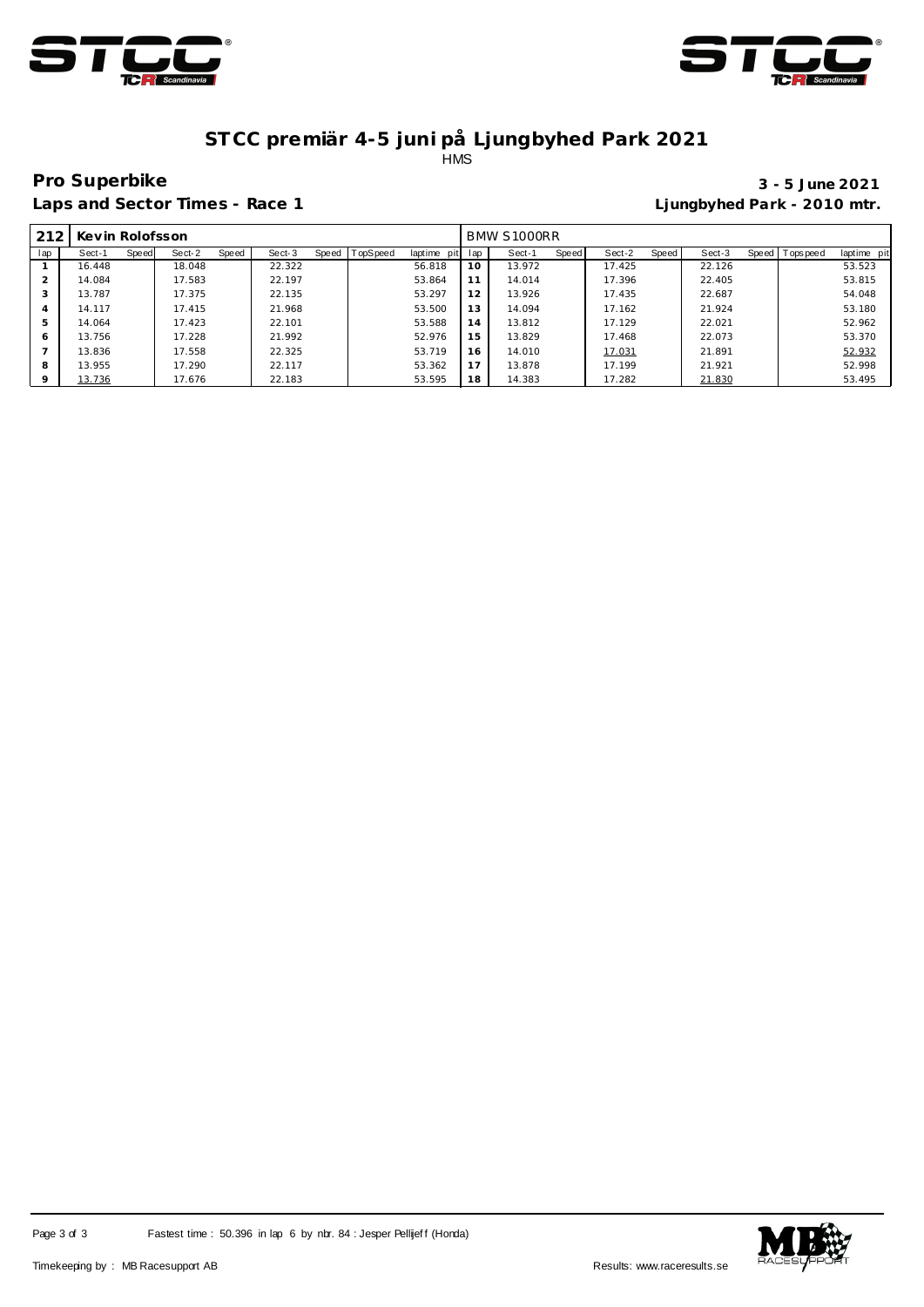## STCC premiär 4-5 juni på Ljungbyhed Park 2021

HMS

**Pro Superbike** — **3 - 5 June 2021**

**Laps and Sector Times - Race 1** — **Ljungbyhed Park - 2010 mtr.**

| 212 | Kevin Rolofsson | | | | | | | | BMW S1000RR | | | | | | | |
|---|---|---|---|---|---|---|---|---|---|---|---|---|---|---|---|---|
| lap | Sect-1 | Speed | Sect-2 | Speed | Sect-3 | Speed | TopSpeed | laptime pit | lap | Sect-1 | Speed | Sect-2 | Speed | Sect-3 | Speed | Topspeed | laptime pit |
| 1 | 16.448 | | 18.048 | | 22.322 | | | 56.818 | 10 | 13.972 | | 17.425 | | 22.126 | | | 53.523 |
| 2 | 14.084 | | 17.583 | | 22.197 | | | 53.864 | 11 | 14.014 | | 17.396 | | 22.405 | | | 53.815 |
| 3 | 13.787 | | 17.375 | | 22.135 | | | 53.297 | 12 | 13.926 | | 17.435 | | 22.687 | | | 54.048 |
| 4 | 14.117 | | 17.415 | | 21.968 | | | 53.500 | 13 | 14.094 | | 17.162 | | 21.924 | | | 53.180 |
| 5 | 14.064 | | 17.423 | | 22.101 | | | 53.588 | 14 | 13.812 | | 17.129 | | 22.021 | | | 52.962 |
| 6 | 13.756 | | 17.228 | | 21.992 | | | 52.976 | 15 | 13.829 | | 17.468 | | 22.073 | | | 53.370 |
| 7 | 13.836 | | 17.558 | | 22.325 | | | 53.719 | 16 | 14.010 | | 17.031 | | 21.891 | | | 52.932 |
| 8 | 13.955 | | 17.290 | | 22.117 | | | 53.362 | 17 | 13.878 | | 17.199 | | 21.921 | | | 52.998 |
| 9 | 13.736 | | 17.676 | | 22.183 | | | 53.595 | 18 | 14.383 | | 17.282 | | 21.830 | | | 53.495 |

Fastest time : 50.396 in lap 6 by nbr. 84 : Jesper Pellijeff (Honda)

Timekeeping by : MB Racesupport AB

Results: www.raceresults.se